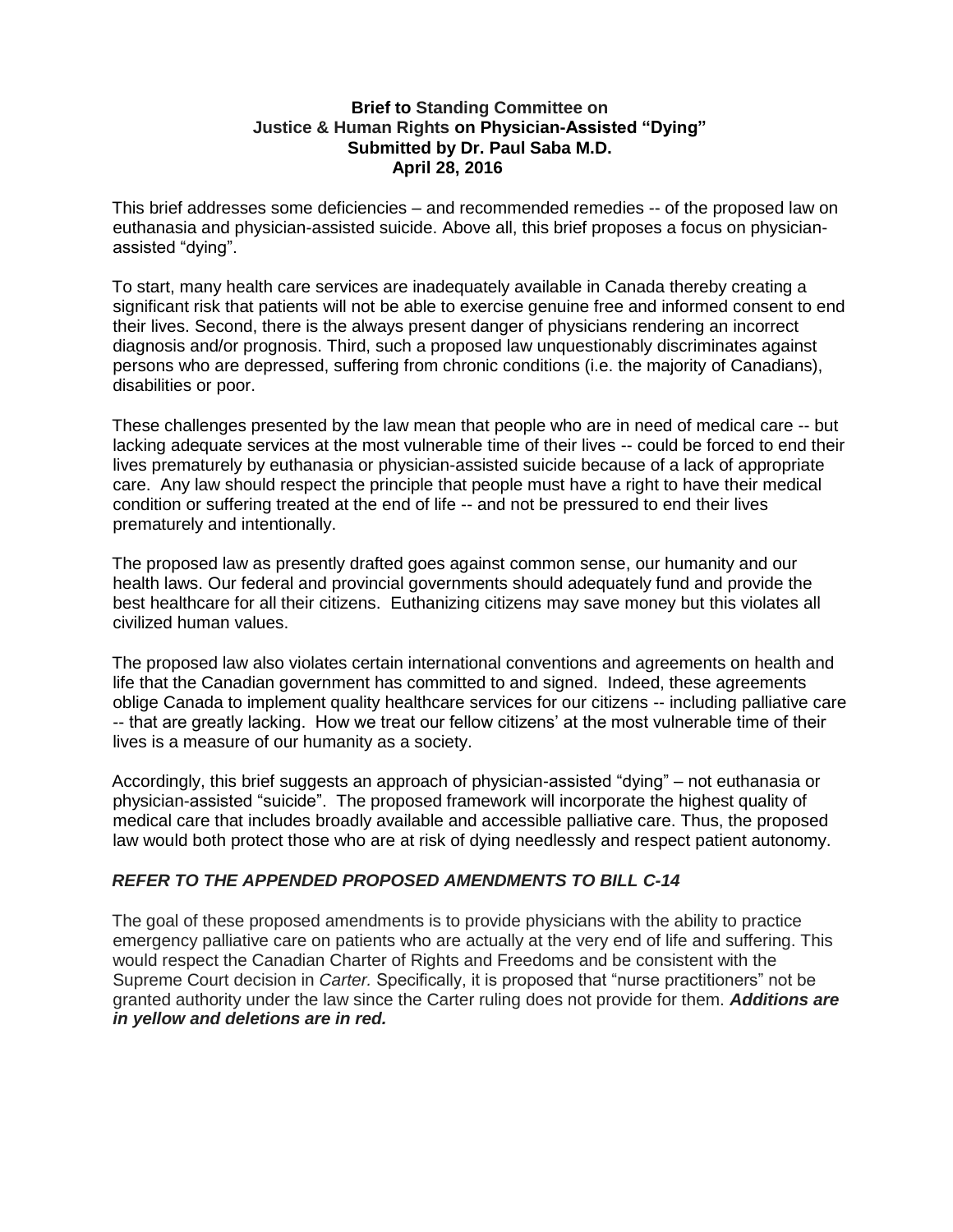**Brief to Standing Committee on Justice & Human Rights on Physician-Assisted "Dying"**
**Submitted by Dr. Paul Saba M.D.**
**April 28, 2016**

This brief addresses some deficiencies – and recommended remedies -- of the proposed law on euthanasia and physician-assisted suicide. Above all, this brief proposes a focus on physician-assisted "dying".

To start, many health care services are inadequately available in Canada thereby creating a significant risk that patients will not be able to exercise genuine free and informed consent to end their lives. Second, there is the always present danger of physicians rendering an incorrect diagnosis and/or prognosis. Third, such a proposed law unquestionably discriminates against persons who are depressed, suffering from chronic conditions (i.e. the majority of Canadians), disabilities or poor.

These challenges presented by the law mean that people who are in need of medical care -- but lacking adequate services at the most vulnerable time of their lives -- could be forced to end their lives prematurely by euthanasia or physician-assisted suicide because of a lack of appropriate care. Any law should respect the principle that people must have a right to have their medical condition or suffering treated at the end of life -- and not be pressured to end their lives prematurely and intentionally.

The proposed law as presently drafted goes against common sense, our humanity and our health laws. Our federal and provincial governments should adequately fund and provide the best healthcare for all their citizens. Euthanizing citizens may save money but this violates all civilized human values.

The proposed law also violates certain international conventions and agreements on health and life that the Canadian government has committed to and signed. Indeed, these agreements oblige Canada to implement quality healthcare services for our citizens -- including palliative care -- that are greatly lacking. How we treat our fellow citizens' at the most vulnerable time of their lives is a measure of our humanity as a society.

Accordingly, this brief suggests an approach of physician-assisted "dying" – not euthanasia or physician-assisted "suicide". The proposed framework will incorporate the highest quality of medical care that includes broadly available and accessible palliative care. Thus, the proposed law would both protect those who are at risk of dying needlessly and respect patient autonomy.

***REFER TO THE APPENDED PROPOSED AMENDMENTS TO BILL C-14***

The goal of these proposed amendments is to provide physicians with the ability to practice emergency palliative care on patients who are actually at the very end of life and suffering. This would respect the Canadian Charter of Rights and Freedoms and be consistent with the Supreme Court decision in *Carter.* Specifically, it is proposed that "nurse practitioners" not be granted authority under the law since the Carter ruling does not provide for them. ***Additions are in yellow and deletions are in red.***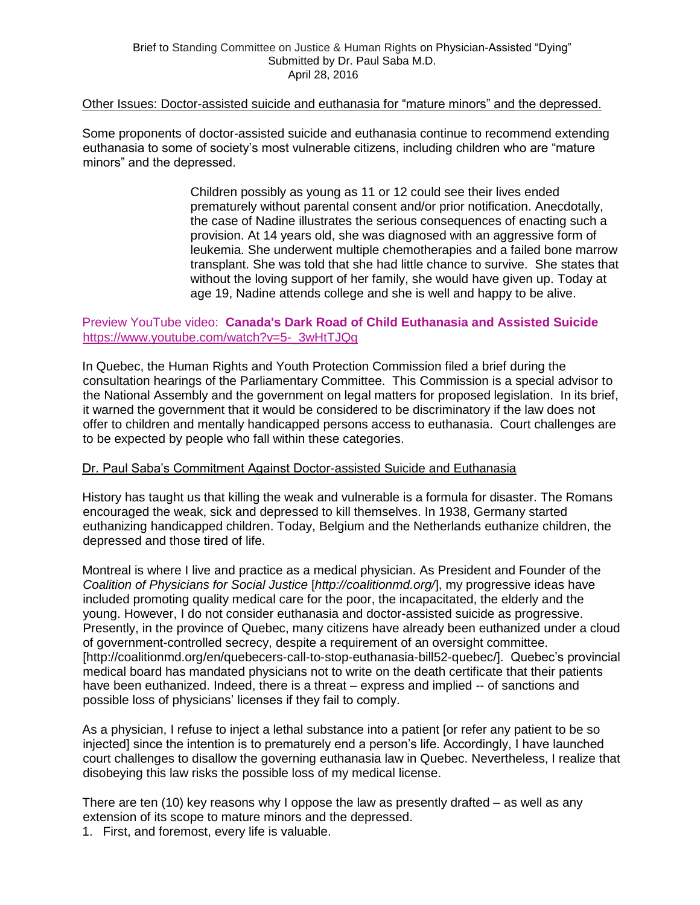Brief to Standing Committee on Justice & Human Rights on Physician-Assisted "Dying"
Submitted by Dr. Paul Saba M.D.
April 28, 2016

<u>Other Issues: Doctor-assisted suicide and euthanasia for "mature minors" and the depressed.</u>

Some proponents of doctor-assisted suicide and euthanasia continue to recommend extending euthanasia to some of society's most vulnerable citizens, including children who are "mature minors" and the depressed.

> Children possibly as young as 11 or 12 could see their lives ended prematurely without parental consent and/or prior notification. Anecdotally, the case of Nadine illustrates the serious consequences of enacting such a provision. At 14 years old, she was diagnosed with an aggressive form of leukemia. She underwent multiple chemotherapies and a failed bone marrow transplant. She was told that she had little chance to survive. She states that without the loving support of her family, she would have given up. Today at age 19, Nadine attends college and she is well and happy to be alive.

Preview YouTube video: **Canada's Dark Road of Child Euthanasia and Assisted Suicide**
https://www.youtube.com/watch?v=5-_3wHtTJQg

In Quebec, the Human Rights and Youth Protection Commission filed a brief during the consultation hearings of the Parliamentary Committee. This Commission is a special advisor to the National Assembly and the government on legal matters for proposed legislation. In its brief, it warned the government that it would be considered to be discriminatory if the law does not offer to children and mentally handicapped persons access to euthanasia. Court challenges are to be expected by people who fall within these categories.

<u>Dr. Paul Saba's Commitment Against Doctor-assisted Suicide and Euthanasia</u>

History has taught us that killing the weak and vulnerable is a formula for disaster. The Romans encouraged the weak, sick and depressed to kill themselves. In 1938, Germany started euthanizing handicapped children. Today, Belgium and the Netherlands euthanize children, the depressed and those tired of life.

Montreal is where I live and practice as a medical physician. As President and Founder of the *Coalition of Physicians for Social Justice* [*http://coalitionmd.org/*], my progressive ideas have included promoting quality medical care for the poor, the incapacitated, the elderly and the young. However, I do not consider euthanasia and doctor-assisted suicide as progressive. Presently, in the province of Quebec, many citizens have already been euthanized under a cloud of government-controlled secrecy, despite a requirement of an oversight committee. [http://coalitionmd.org/en/quebecers-call-to-stop-euthanasia-bill52-quebec/]. Quebec's provincial medical board has mandated physicians not to write on the death certificate that their patients have been euthanized. Indeed, there is a threat – express and implied -- of sanctions and possible loss of physicians' licenses if they fail to comply.

As a physician, I refuse to inject a lethal substance into a patient [or refer any patient to be so injected] since the intention is to prematurely end a person's life. Accordingly, I have launched court challenges to disallow the governing euthanasia law in Quebec. Nevertheless, I realize that disobeying this law risks the possible loss of my medical license.

There are ten (10) key reasons why I oppose the law as presently drafted – as well as any extension of its scope to mature minors and the depressed.

1. First, and foremost, every life is valuable.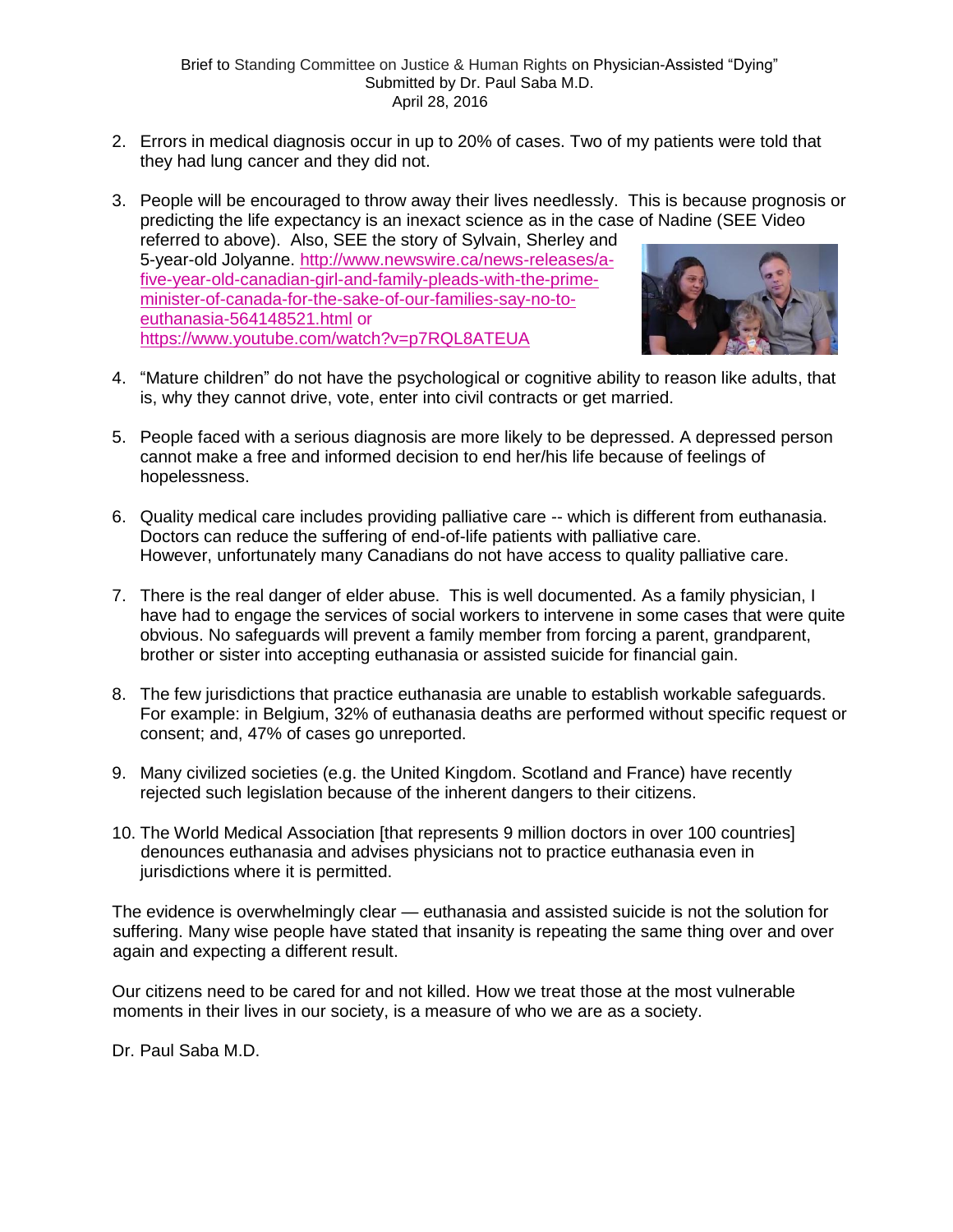Brief to Standing Committee on Justice & Human Rights on Physician-Assisted "Dying"
Submitted by Dr. Paul Saba M.D.
April 28, 2016

2. Errors in medical diagnosis occur in up to 20% of cases. Two of my patients were told that they had lung cancer and they did not.

3. People will be encouraged to throw away their lives needlessly. This is because prognosis or predicting the life expectancy is an inexact science as in the case of Nadine (SEE Video referred to above). Also, SEE the story of Sylvain, Sherley and 5-year-old Jolyanne. http://www.newswire.ca/news-releases/a-five-year-old-canadian-girl-and-family-pleads-with-the-prime-minister-of-canada-for-the-sake-of-our-families-say-no-to-euthanasia-564148521.html or https://www.youtube.com/watch?v=p7RQL8ATEUA

4. "Mature children" do not have the psychological or cognitive ability to reason like adults, that is, why they cannot drive, vote, enter into civil contracts or get married.

5. People faced with a serious diagnosis are more likely to be depressed. A depressed person cannot make a free and informed decision to end her/his life because of feelings of hopelessness.

6. Quality medical care includes providing palliative care -- which is different from euthanasia. Doctors can reduce the suffering of end-of-life patients with palliative care. However, unfortunately many Canadians do not have access to quality palliative care.

7. There is the real danger of elder abuse. This is well documented. As a family physician, I have had to engage the services of social workers to intervene in some cases that were quite obvious. No safeguards will prevent a family member from forcing a parent, grandparent, brother or sister into accepting euthanasia or assisted suicide for financial gain.

8. The few jurisdictions that practice euthanasia are unable to establish workable safeguards. For example: in Belgium, 32% of euthanasia deaths are performed without specific request or consent; and, 47% of cases go unreported.

9. Many civilized societies (e.g. the United Kingdom. Scotland and France) have recently rejected such legislation because of the inherent dangers to their citizens.

10. The World Medical Association [that represents 9 million doctors in over 100 countries] denounces euthanasia and advises physicians not to practice euthanasia even in jurisdictions where it is permitted.

The evidence is overwhelmingly clear — euthanasia and assisted suicide is not the solution for suffering. Many wise people have stated that insanity is repeating the same thing over and over again and expecting a different result.

Our citizens need to be cared for and not killed. How we treat those at the most vulnerable moments in their lives in our society, is a measure of who we are as a society.

Dr. Paul Saba M.D.